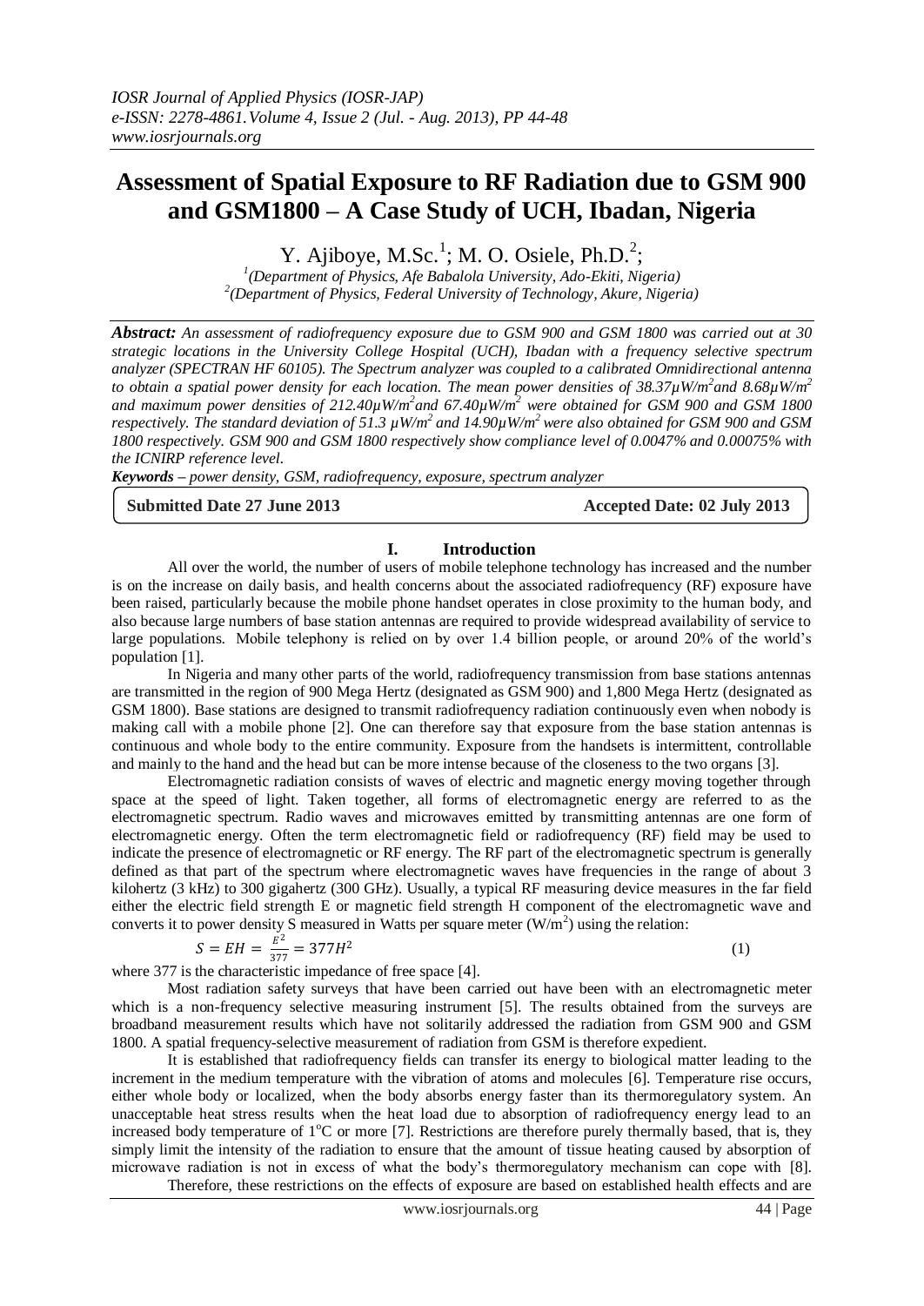# Assessment of Spatial Exposure to RF Radiation due to GSM 900 and GSM1800 – A Case Study of UCH, Ibadan, Nigeria

Y. Ajiboye, M.Sc.[1]; M. O. Osiele, Ph.D.[2];

[1](Department of Physics, Afe Babalola University, Ado-Ekiti, Nigeria)
[2](Department of Physics, Federal University of Technology, Akure, Nigeria)

***Abstract:*** *An assessment of radiofrequency exposure due to GSM 900 and GSM 1800 was carried out at 30 strategic locations in the University College Hospital (UCH), Ibadan with a frequency selective spectrum analyzer (SPECTRAN HF 60105). The Spectrum analyzer was coupled to a calibrated Omnidirectional antenna to obtain a spatial power density for each location. The mean power densities of 38.37μW/m²and 8.68μW/m² and maximum power densities of 212.40μW/m²and 67.40μW/m² were obtained for GSM 900 and GSM 1800 respectively. The standard deviation of 51.3 μW/m² and 14.90μW/m² were also obtained for GSM 900 and GSM 1800 respectively. GSM 900 and GSM 1800 respectively show compliance level of 0.0047% and 0.00075% with the ICNIRP reference level.*

***Keywords*** *– power density, GSM, radiofrequency, exposure, spectrum analyzer*

**Submitted Date 27 June 2013** **Accepted Date: 02 July 2013**

## I. Introduction

All over the world, the number of users of mobile telephone technology has increased and the number is on the increase on daily basis, and health concerns about the associated radiofrequency (RF) exposure have been raised, particularly because the mobile phone handset operates in close proximity to the human body, and also because large numbers of base station antennas are required to provide widespread availability of service to large populations. Mobile telephony is relied on by over 1.4 billion people, or around 20% of the world's population [1].

In Nigeria and many other parts of the world, radiofrequency transmission from base stations antennas are transmitted in the region of 900 Mega Hertz (designated as GSM 900) and 1,800 Mega Hertz (designated as GSM 1800). Base stations are designed to transmit radiofrequency radiation continuously even when nobody is making call with a mobile phone [2]. One can therefore say that exposure from the base station antennas is continuous and whole body to the entire community. Exposure from the handsets is intermittent, controllable and mainly to the hand and the head but can be more intense because of the closeness to the two organs [3].

Electromagnetic radiation consists of waves of electric and magnetic energy moving together through space at the speed of light. Taken together, all forms of electromagnetic energy are referred to as the electromagnetic spectrum. Radio waves and microwaves emitted by transmitting antennas are one form of electromagnetic energy. Often the term electromagnetic field or radiofrequency (RF) field may be used to indicate the presence of electromagnetic or RF energy. The RF part of the electromagnetic spectrum is generally defined as that part of the spectrum where electromagnetic waves have frequencies in the range of about 3 kilohertz (3 kHz) to 300 gigahertz (300 GHz). Usually, a typical RF measuring device measures in the far field either the electric field strength E or magnetic field strength H component of the electromagnetic wave and converts it to power density S measured in Watts per square meter (W/m²) using the relation:

$$S = EH = \frac{E^2}{377} = 377H^2 \tag{1}$$

where 377 is the characteristic impedance of free space [4].

Most radiation safety surveys that have been carried out have been with an electromagnetic meter which is a non-frequency selective measuring instrument [5]. The results obtained from the surveys are broadband measurement results which have not solitarily addressed the radiation from GSM 900 and GSM 1800. A spatial frequency-selective measurement of radiation from GSM is therefore expedient.

It is established that radiofrequency fields can transfer its energy to biological matter leading to the increment in the medium temperature with the vibration of atoms and molecules [6]. Temperature rise occurs, either whole body or localized, when the body absorbs energy faster than its thermoregulatory system. An unacceptable heat stress results when the heat load due to absorption of radiofrequency energy lead to an increased body temperature of 1°C or more [7]. Restrictions are therefore purely thermally based, that is, they simply limit the intensity of the radiation to ensure that the amount of tissue heating caused by absorption of microwave radiation is not in excess of what the body's thermoregulatory mechanism can cope with [8].

Therefore, these restrictions on the effects of exposure are based on established health effects and are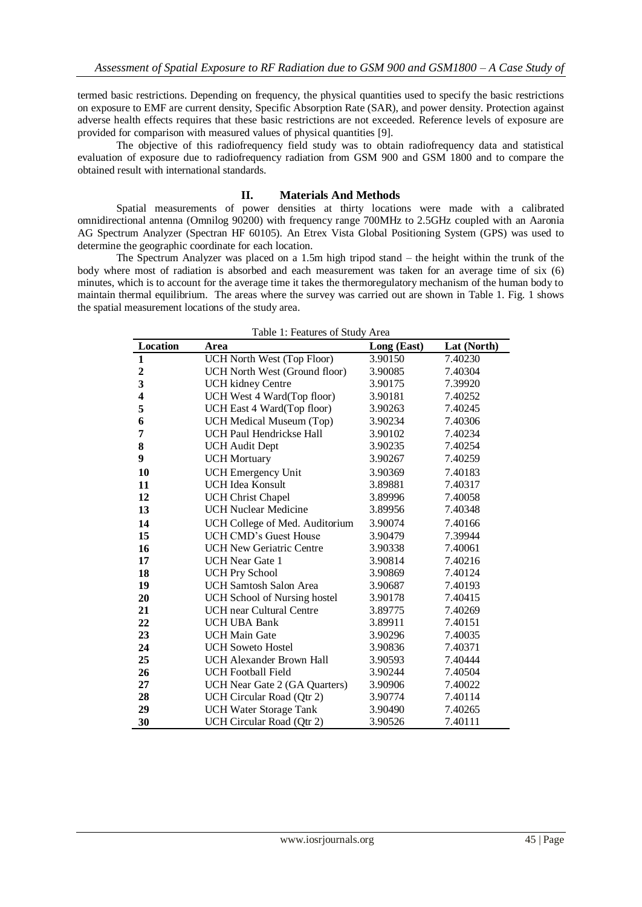termed basic restrictions. Depending on frequency, the physical quantities used to specify the basic restrictions on exposure to EMF are current density, Specific Absorption Rate (SAR), and power density. Protection against adverse health effects requires that these basic restrictions are not exceeded. Reference levels of exposure are provided for comparison with measured values of physical quantities [9].

The objective of this radiofrequency field study was to obtain radiofrequency data and statistical evaluation of exposure due to radiofrequency radiation from GSM 900 and GSM 1800 and to compare the obtained result with international standards.

## II. Materials And Methods

Spatial measurements of power densities at thirty locations were made with a calibrated omnidirectional antenna (Omnilog 90200) with frequency range 700MHz to 2.5GHz coupled with an Aaronia AG Spectrum Analyzer (Spectran HF 60105). An Etrex Vista Global Positioning System (GPS) was used to determine the geographic coordinate for each location.

The Spectrum Analyzer was placed on a 1.5m high tripod stand – the height within the trunk of the body where most of radiation is absorbed and each measurement was taken for an average time of six (6) minutes, which is to account for the average time it takes the thermoregulatory mechanism of the human body to maintain thermal equilibrium. The areas where the survey was carried out are shown in Table 1. Fig. 1 shows the spatial measurement locations of the study area.

Table 1: Features of Study Area

| Location | Area | Long (East) | Lat (North) |
|---|---|---|---|
| **1** | UCH North West (Top Floor) | 3.90150 | 7.40230 |
| **2** | UCH North West (Ground floor) | 3.90085 | 7.40304 |
| **3** | UCH kidney Centre | 3.90175 | 7.39920 |
| **4** | UCH West 4 Ward(Top floor) | 3.90181 | 7.40252 |
| **5** | UCH East 4 Ward(Top floor) | 3.90263 | 7.40245 |
| **6** | UCH Medical Museum (Top) | 3.90234 | 7.40306 |
| **7** | UCH Paul Hendrickse Hall | 3.90102 | 7.40234 |
| **8** | UCH Audit Dept | 3.90235 | 7.40254 |
| **9** | UCH Mortuary | 3.90267 | 7.40259 |
| **10** | UCH Emergency Unit | 3.90369 | 7.40183 |
| **11** | UCH Idea Konsult | 3.89881 | 7.40317 |
| **12** | UCH Christ Chapel | 3.89996 | 7.40058 |
| **13** | UCH Nuclear Medicine | 3.89956 | 7.40348 |
| **14** | UCH College of Med. Auditorium | 3.90074 | 7.40166 |
| **15** | UCH CMD's Guest House | 3.90479 | 7.39944 |
| **16** | UCH New Geriatric Centre | 3.90338 | 7.40061 |
| **17** | UCH Near Gate 1 | 3.90814 | 7.40216 |
| **18** | UCH Pry School | 3.90869 | 7.40124 |
| **19** | UCH Samtosh Salon Area | 3.90687 | 7.40193 |
| **20** | UCH School of Nursing hostel | 3.90178 | 7.40415 |
| **21** | UCH near Cultural Centre | 3.89775 | 7.40269 |
| **22** | UCH UBA Bank | 3.89911 | 7.40151 |
| **23** | UCH Main Gate | 3.90296 | 7.40035 |
| **24** | UCH Soweto Hostel | 3.90836 | 7.40371 |
| **25** | UCH Alexander Brown Hall | 3.90593 | 7.40444 |
| **26** | UCH Football Field | 3.90244 | 7.40504 |
| **27** | UCH Near Gate 2 (GA Quarters) | 3.90906 | 7.40022 |
| **28** | UCH Circular Road (Qtr 2) | 3.90774 | 7.40114 |
| **29** | UCH Water Storage Tank | 3.90490 | 7.40265 |
| **30** | UCH Circular Road (Qtr 2) | 3.90526 | 7.40111 |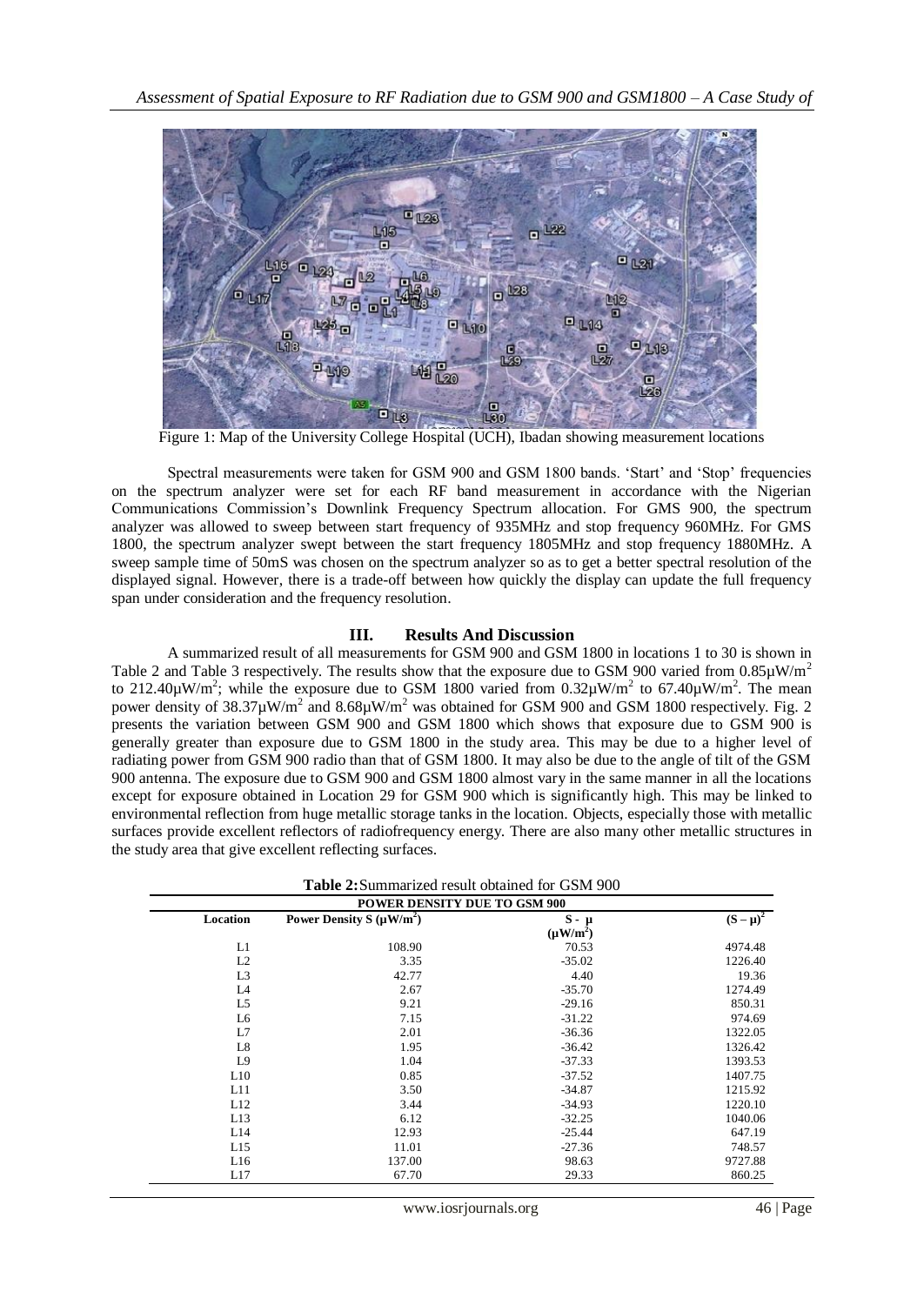Figure 1: Map of the University College Hospital (UCH), Ibadan showing measurement locations

Spectral measurements were taken for GSM 900 and GSM 1800 bands. 'Start' and 'Stop' frequencies on the spectrum analyzer were set for each RF band measurement in accordance with the Nigerian Communications Commission's Downlink Frequency Spectrum allocation. For GMS 900, the spectrum analyzer was allowed to sweep between start frequency of 935MHz and stop frequency 960MHz. For GMS 1800, the spectrum analyzer swept between the start frequency 1805MHz and stop frequency 1880MHz. A sweep sample time of 50mS was chosen on the spectrum analyzer so as to get a better spectral resolution of the displayed signal. However, there is a trade-off between how quickly the display can update the full frequency span under consideration and the frequency resolution.

## III. Results And Discussion

A summarized result of all measurements for GSM 900 and GSM 1800 in locations 1 to 30 is shown in Table 2 and Table 3 respectively. The results show that the exposure due to GSM 900 varied from $0.85\mu W/m^2$ to $212.40\mu W/m^2$; while the exposure due to GSM 1800 varied from $0.32\mu W/m^2$ to $67.40\mu W/m^2$. The mean power density of $38.37\mu W/m^2$ and $8.68\mu W/m^2$ was obtained for GSM 900 and GSM 1800 respectively. Fig. 2 presents the variation between GSM 900 and GSM 1800 which shows that exposure due to GSM 900 is generally greater than exposure due to GSM 1800 in the study area. This may be due to a higher level of radiating power from GSM 900 radio than that of GSM 1800. It may also be due to the angle of tilt of the GSM 900 antenna. The exposure due to GSM 900 and GSM 1800 almost vary in the same manner in all the locations except for exposure obtained in Location 29 for GSM 900 which is significantly high. This may be linked to environmental reflection from huge metallic storage tanks in the location. Objects, especially those with metallic surfaces provide excellent reflectors of radiofrequency energy. There are also many other metallic structures in the study area that give excellent reflecting surfaces.

**Table 2:** Summarized result obtained for GSM 900

| POWER DENSITY DUE TO GSM 900 | | | |
|---|---|---|---|
| **Location** | **Power Density S ($\mu W/m^2$)** | **S - μ ($\mu W/m^2$)** | **$(S - \mu)^2$** |
| L1 | 108.90 | 70.53 | 4974.48 |
| L2 | 3.35 | -35.02 | 1226.40 |
| L3 | 42.77 | 4.40 | 19.36 |
| L4 | 2.67 | -35.70 | 1274.49 |
| L5 | 9.21 | -29.16 | 850.31 |
| L6 | 7.15 | -31.22 | 974.69 |
| L7 | 2.01 | -36.36 | 1322.05 |
| L8 | 1.95 | -36.42 | 1326.42 |
| L9 | 1.04 | -37.33 | 1393.53 |
| L10 | 0.85 | -37.52 | 1407.75 |
| L11 | 3.50 | -34.87 | 1215.92 |
| L12 | 3.44 | -34.93 | 1220.10 |
| L13 | 6.12 | -32.25 | 1040.06 |
| L14 | 12.93 | -25.44 | 647.19 |
| L15 | 11.01 | -27.36 | 748.57 |
| L16 | 137.00 | 98.63 | 9727.88 |
| L17 | 67.70 | 29.33 | 860.25 |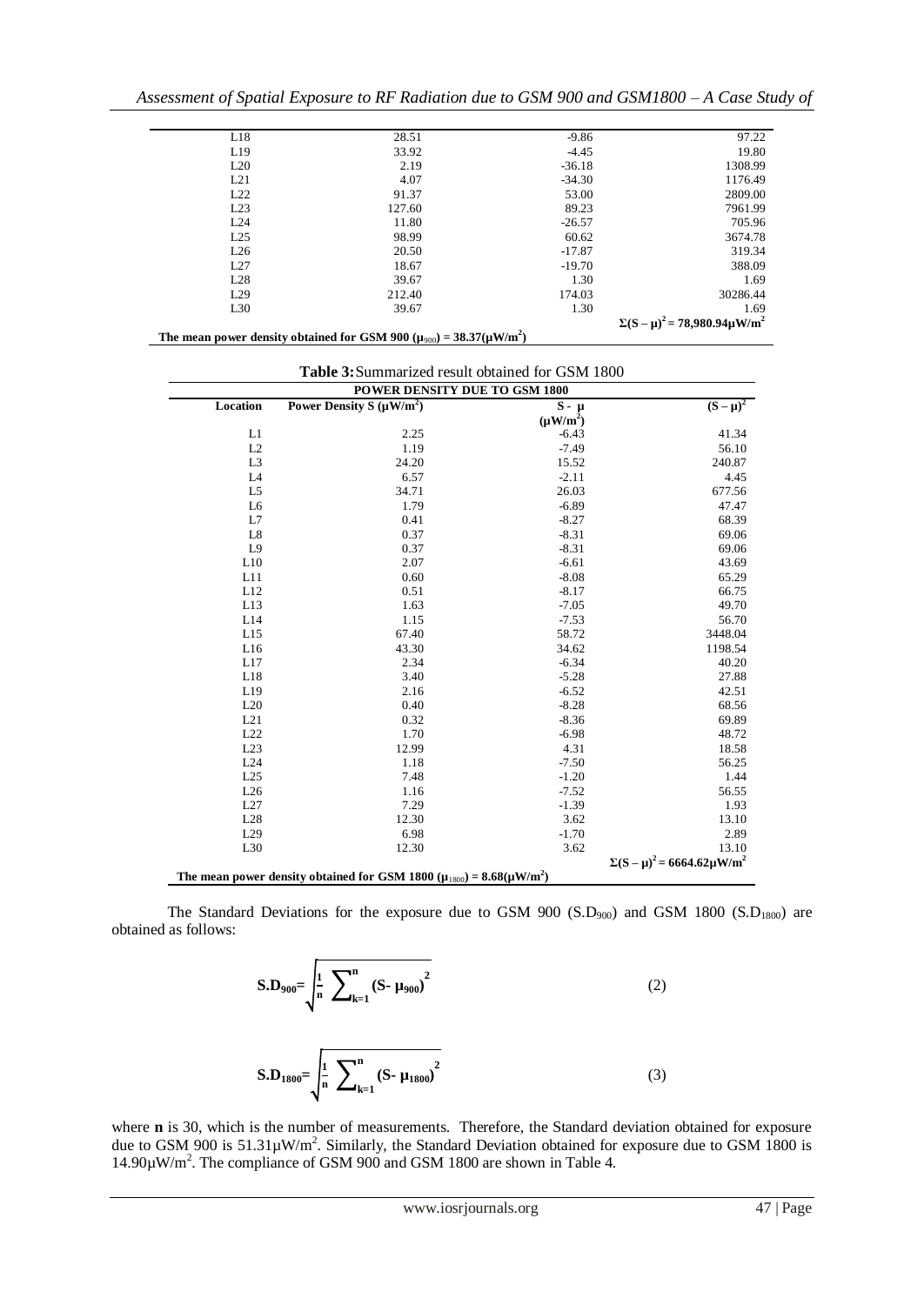| | | | |
|---|---|---|---|
| L18 | 28.51 | -9.86 | 97.22 |
| L19 | 33.92 | -4.45 | 19.80 |
| L20 | 2.19 | -36.18 | 1308.99 |
| L21 | 4.07 | -34.30 | 1176.49 |
| L22 | 91.37 | 53.00 | 2809.00 |
| L23 | 127.60 | 89.23 | 7961.99 |
| L24 | 11.80 | -26.57 | 705.96 |
| L25 | 98.99 | 60.62 | 3674.78 |
| L26 | 20.50 | -17.87 | 319.34 |
| L27 | 18.67 | -19.70 | 388.09 |
| L28 | 39.67 | 1.30 | 1.69 |
| L29 | 212.40 | 174.03 | 30286.44 |
| L30 | 39.67 | 1.30 | 1.69 |
| | | | $\Sigma(S-\mu)^2 = 78{,}980.94\mu W/m^2$ |

**The mean power density obtained for GSM 900 ($\mu_{900}$) = 38.37($\mu W/m^2$)**

**Table 3:** Summarized result obtained for GSM 1800

| POWER DENSITY DUE TO GSM 1800 | | | |
|---|---|---|---|
| **Location** | **Power Density S ($\mu W/m^2$)** | **S - μ ($\mu W/m^2$)** | **$(S-\mu)^2$** |
| L1 | 2.25 | -6.43 | 41.34 |
| L2 | 1.19 | -7.49 | 56.10 |
| L3 | 24.20 | 15.52 | 240.87 |
| L4 | 6.57 | -2.11 | 4.45 |
| L5 | 34.71 | 26.03 | 677.56 |
| L6 | 1.79 | -6.89 | 47.47 |
| L7 | 0.41 | -8.27 | 68.39 |
| L8 | 0.37 | -8.31 | 69.06 |
| L9 | 0.37 | -8.31 | 69.06 |
| L10 | 2.07 | -6.61 | 43.69 |
| L11 | 0.60 | -8.08 | 65.29 |
| L12 | 0.51 | -8.17 | 66.75 |
| L13 | 1.63 | -7.05 | 49.70 |
| L14 | 1.15 | -7.53 | 56.70 |
| L15 | 67.40 | 58.72 | 3448.04 |
| L16 | 43.30 | 34.62 | 1198.54 |
| L17 | 2.34 | -6.34 | 40.20 |
| L18 | 3.40 | -5.28 | 27.88 |
| L19 | 2.16 | -6.52 | 42.51 |
| L20 | 0.40 | -8.28 | 68.56 |
| L21 | 0.32 | -8.36 | 69.89 |
| L22 | 1.70 | -6.98 | 48.72 |
| L23 | 12.99 | 4.31 | 18.58 |
| L24 | 1.18 | -7.50 | 56.25 |
| L25 | 7.48 | -1.20 | 1.44 |
| L26 | 1.16 | -7.52 | 56.55 |
| L27 | 7.29 | -1.39 | 1.93 |
| L28 | 12.30 | 3.62 | 13.10 |
| L29 | 6.98 | -1.70 | 2.89 |
| L30 | 12.30 | 3.62 | 13.10 |
| | | | $\Sigma(S-\mu)^2 = 6664.62\mu W/m^2$ |

**The mean power density obtained for GSM 1800 ($\mu_{1800}$) = 8.68($\mu W/m^2$)**

The Standard Deviations for the exposure due to GSM 900 ($S.D_{900}$) and GSM 1800 ($S.D_{1800}$) are obtained as follows:

$$S.D_{900} = \sqrt{\frac{1}{n}\sum_{k=1}^{n}(S-\mu_{900})^2} \tag{2}$$

$$S.D_{1800} = \sqrt{\frac{1}{n}\sum_{k=1}^{n}(S-\mu_{1800})^2} \tag{3}$$

where **n** is 30, which is the number of measurements. Therefore, the Standard deviation obtained for exposure due to GSM 900 is 51.31$\mu W/m^2$. Similarly, the Standard Deviation obtained for exposure due to GSM 1800 is 14.90$\mu W/m^2$. The compliance of GSM 900 and GSM 1800 are shown in Table 4.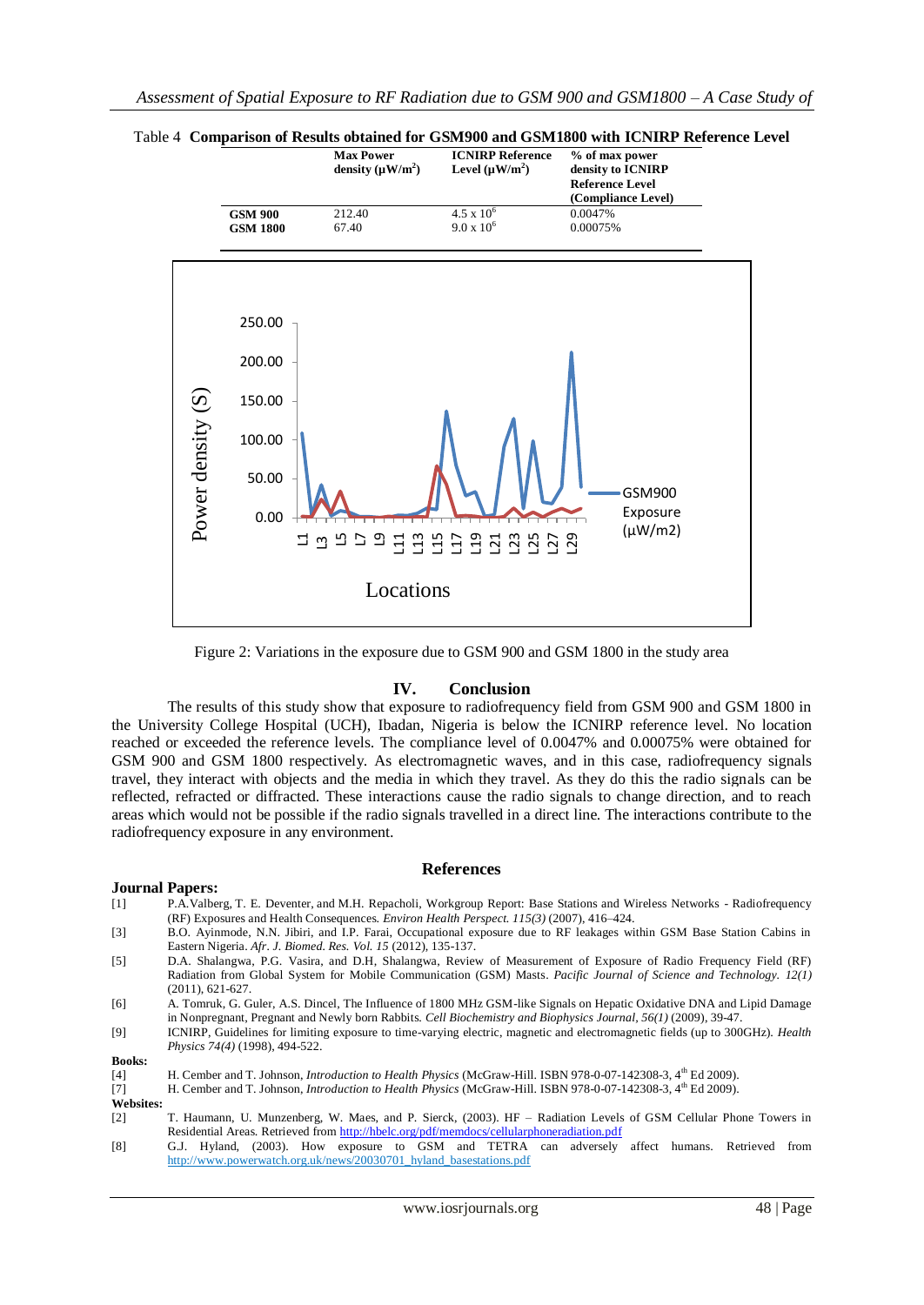Table 4 **Comparison of Results obtained for GSM900 and GSM1800 with ICNIRP Reference Level**

| | Max Power density ($\mu W/m^2$) | ICNIRP Reference Level ($\mu W/m^2$) | % of max power density to ICNIRP Reference Level (Compliance Level) |
|---|---|---|---|
| **GSM 900** | 212.40 | $4.5 \times 10^6$ | 0.0047% |
| **GSM 1800** | 67.40 | $9.0 \times 10^6$ | 0.00075% |

Power density (S)

250.00
200.00
150.00
100.00
50.00
0.00

L1 L3 L5 L7 L9 L11 L13 L15 L17 L19 L21 L23 L25 L27 L29

Locations

GSM900 Exposure (µW/m2)

Figure 2: Variations in the exposure due to GSM 900 and GSM 1800 in the study area

## IV. Conclusion

The results of this study show that exposure to radiofrequency field from GSM 900 and GSM 1800 in the University College Hospital (UCH), Ibadan, Nigeria is below the ICNIRP reference level. No location reached or exceeded the reference levels. The compliance level of 0.0047% and 0.00075% were obtained for GSM 900 and GSM 1800 respectively. As electromagnetic waves, and in this case, radiofrequency signals travel, they interact with objects and the media in which they travel. As they do this the radio signals can be reflected, refracted or diffracted. These interactions cause the radio signals to change direction, and to reach areas which would not be possible if the radio signals travelled in a direct line. The interactions contribute to the radiofrequency exposure in any environment.

## References

**Journal Papers:**

[1] P.A.Valberg, T. E. Deventer, and M.H. Repacholi, Workgroup Report: Base Stations and Wireless Networks - Radiofrequency (RF) Exposures and Health Consequences. *Environ Health Perspect. 115(3)* (2007), 416–424.

[3] B.O. Ayinmode, N.N. Jibiri, and I.P. Farai, Occupational exposure due to RF leakages within GSM Base Station Cabins in Eastern Nigeria. *Afr. J. Biomed. Res. Vol. 15* (2012), 135-137.

[5] D.A. Shalangwa, P.G. Vasira, and D.H, Shalangwa, Review of Measurement of Exposure of Radio Frequency Field (RF) Radiation from Global System for Mobile Communication (GSM) Masts. *Pacific Journal of Science and Technology. 12(1)* (2011), 621-627.

[6] A. Tomruk, G. Guler, A.S. Dincel, The Influence of 1800 MHz GSM-like Signals on Hepatic Oxidative DNA and Lipid Damage in Nonpregnant, Pregnant and Newly born Rabbits. *Cell Biochemistry and Biophysics Journal, 56(1)* (2009), 39-47.

[9] ICNIRP, Guidelines for limiting exposure to time-varying electric, magnetic and electromagnetic fields (up to 300GHz). *Health Physics 74(4)* (1998), 494-522.

**Books:**

[4] H. Cember and T. Johnson, *Introduction to Health Physics* (McGraw-Hill. ISBN 978-0-07-142308-3, 4th Ed 2009).

[7] H. Cember and T. Johnson, *Introduction to Health Physics* (McGraw-Hill. ISBN 978-0-07-142308-3, 4th Ed 2009).

**Websites:**

[2] T. Haumann, U. Munzenberg, W. Maes, and P. Sierck, (2003). HF – Radiation Levels of GSM Cellular Phone Towers in Residential Areas. Retrieved from http://hbelc.org/pdf/memdocs/cellularphoneradiation.pdf

[8] G.J. Hyland, (2003). How exposure to GSM and TETRA can adversely affect humans. Retrieved from http://www.powerwatch.org.uk/news/20030701_hyland_basestations.pdf